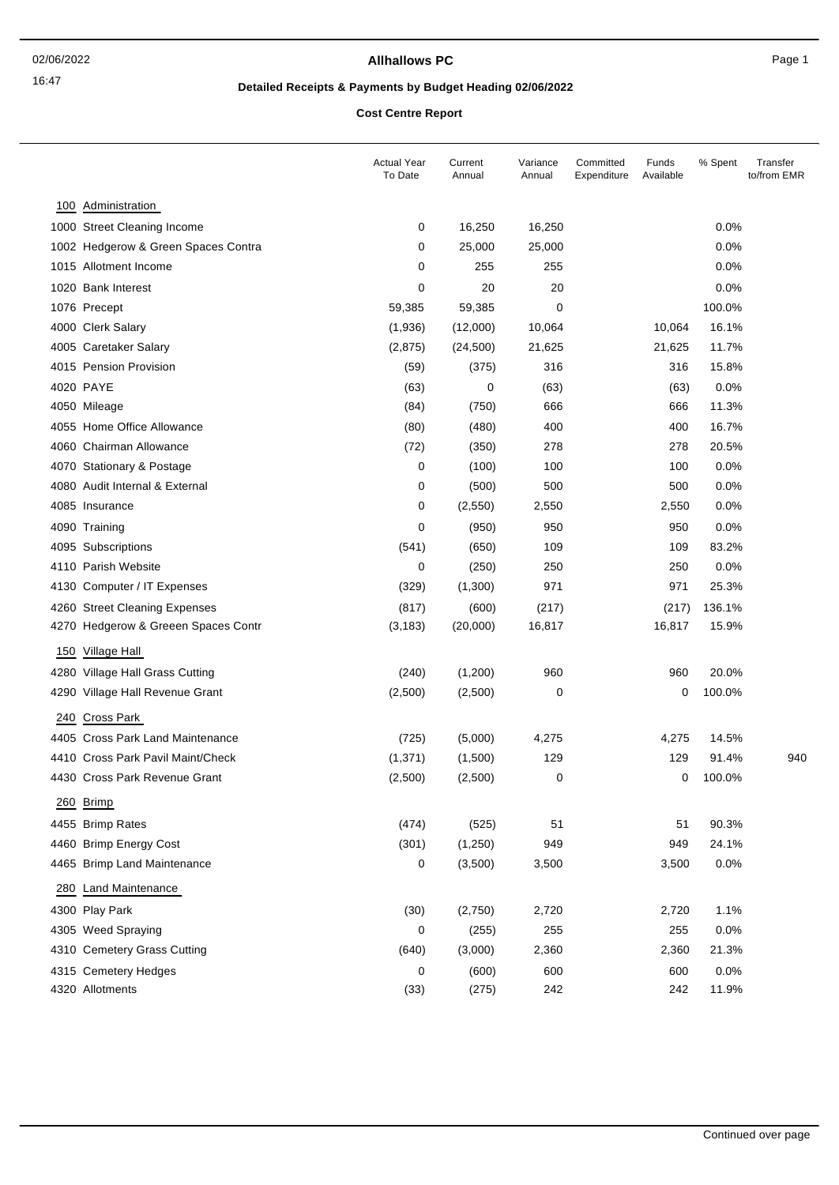# Allhallows PC

## Detailed Receipts & Payments by Budget Heading 02/06/2022

### Cost Centre Report

| | Actual Year To Date | Current Annual | Variance Annual | Committed Expenditure | Funds Available | % Spent | Transfer to/from EMR |
|---|---|---|---|---|---|---|---|
| **100 Administration** | | | | | | | |
| 1000 Street Cleaning Income | 0 | 16,250 | 16,250 | | | 0.0% | |
| 1002 Hedgerow & Green Spaces Contra | 0 | 25,000 | 25,000 | | | 0.0% | |
| 1015 Allotment Income | 0 | 255 | 255 | | | 0.0% | |
| 1020 Bank Interest | 0 | 20 | 20 | | | 0.0% | |
| 1076 Precept | 59,385 | 59,385 | 0 | | | 100.0% | |
| 4000 Clerk Salary | (1,936) | (12,000) | 10,064 | | 10,064 | 16.1% | |
| 4005 Caretaker Salary | (2,875) | (24,500) | 21,625 | | 21,625 | 11.7% | |
| 4015 Pension Provision | (59) | (375) | 316 | | 316 | 15.8% | |
| 4020 PAYE | (63) | 0 | (63) | | (63) | 0.0% | |
| 4050 Mileage | (84) | (750) | 666 | | 666 | 11.3% | |
| 4055 Home Office Allowance | (80) | (480) | 400 | | 400 | 16.7% | |
| 4060 Chairman Allowance | (72) | (350) | 278 | | 278 | 20.5% | |
| 4070 Stationary & Postage | 0 | (100) | 100 | | 100 | 0.0% | |
| 4080 Audit Internal & External | 0 | (500) | 500 | | 500 | 0.0% | |
| 4085 Insurance | 0 | (2,550) | 2,550 | | 2,550 | 0.0% | |
| 4090 Training | 0 | (950) | 950 | | 950 | 0.0% | |
| 4095 Subscriptions | (541) | (650) | 109 | | 109 | 83.2% | |
| 4110 Parish Website | 0 | (250) | 250 | | 250 | 0.0% | |
| 4130 Computer / IT Expenses | (329) | (1,300) | 971 | | 971 | 25.3% | |
| 4260 Street Cleaning Expenses | (817) | (600) | (217) | | (217) | 136.1% | |
| 4270 Hedgerow & Greeen Spaces Contr | (3,183) | (20,000) | 16,817 | | 16,817 | 15.9% | |
| **150 Village Hall** | | | | | | | |
| 4280 Village Hall Grass Cutting | (240) | (1,200) | 960 | | 960 | 20.0% | |
| 4290 Village Hall Revenue Grant | (2,500) | (2,500) | 0 | | 0 | 100.0% | |
| **240 Cross Park** | | | | | | | |
| 4405 Cross Park Land Maintenance | (725) | (5,000) | 4,275 | | 4,275 | 14.5% | |
| 4410 Cross Park Pavil Maint/Check | (1,371) | (1,500) | 129 | | 129 | 91.4% | 940 |
| 4430 Cross Park Revenue Grant | (2,500) | (2,500) | 0 | | 0 | 100.0% | |
| **260 Brimp** | | | | | | | |
| 4455 Brimp Rates | (474) | (525) | 51 | | 51 | 90.3% | |
| 4460 Brimp Energy Cost | (301) | (1,250) | 949 | | 949 | 24.1% | |
| 4465 Brimp Land Maintenance | 0 | (3,500) | 3,500 | | 3,500 | 0.0% | |
| **280 Land Maintenance** | | | | | | | |
| 4300 Play Park | (30) | (2,750) | 2,720 | | 2,720 | 1.1% | |
| 4305 Weed Spraying | 0 | (255) | 255 | | 255 | 0.0% | |
| 4310 Cemetery Grass Cutting | (640) | (3,000) | 2,360 | | 2,360 | 21.3% | |
| 4315 Cemetery Hedges | 0 | (600) | 600 | | 600 | 0.0% | |
| 4320 Allotments | (33) | (275) | 242 | | 242 | 11.9% | |

Continued over page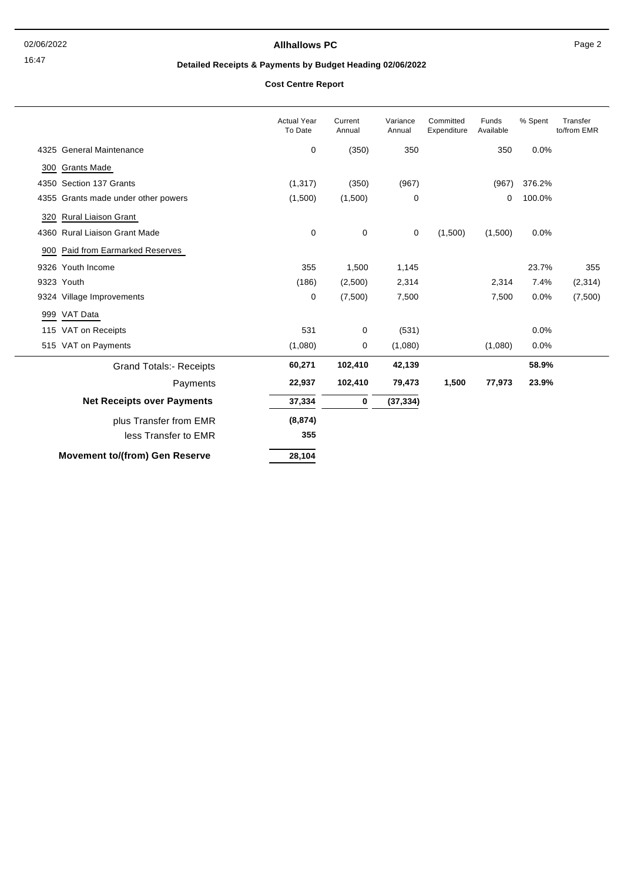**Allhallows PC**

**Detailed Receipts & Payments by Budget Heading 02/06/2022**

**Cost Centre Report**

| | Actual Year To Date | Current Annual | Variance Annual | Committed Expenditure | Funds Available | % Spent | Transfer to/from EMR |
|---|---|---|---|---|---|---|---|
| 4325 General Maintenance | 0 | (350) | 350 | | 350 | 0.0% | |
| 300 Grants Made | | | | | | | |
| 4350 Section 137 Grants | (1,317) | (350) | (967) | | (967) | 376.2% | |
| 4355 Grants made under other powers | (1,500) | (1,500) | 0 | | 0 | 100.0% | |
| 320 Rural Liaison Grant | | | | | | | |
| 4360 Rural Liaison Grant Made | 0 | 0 | 0 | (1,500) | (1,500) | 0.0% | |
| 900 Paid from Earmarked Reserves | | | | | | | |
| 9326 Youth Income | 355 | 1,500 | 1,145 | | | 23.7% | 355 |
| 9323 Youth | (186) | (2,500) | 2,314 | | 2,314 | 7.4% | (2,314) |
| 9324 Village Improvements | 0 | (7,500) | 7,500 | | 7,500 | 0.0% | (7,500) |
| 999 VAT Data | | | | | | | |
| 115 VAT on Receipts | 531 | 0 | (531) | | | 0.0% | |
| 515 VAT on Payments | (1,080) | 0 | (1,080) | | (1,080) | 0.0% | |
| Grand Totals:- Receipts | **60,271** | **102,410** | **42,139** | | | **58.9%** | |
| Payments | **22,937** | **102,410** | **79,473** | **1,500** | **77,973** | **23.9%** | |
| **Net Receipts over Payments** | **37,334** | **0** | **(37,334)** | | | | |
| plus Transfer from EMR | **(8,874)** | | | | | | |
| less Transfer to EMR | **355** | | | | | | |
| **Movement to/(from) Gen Reserve** | **28,104** | | | | | | |